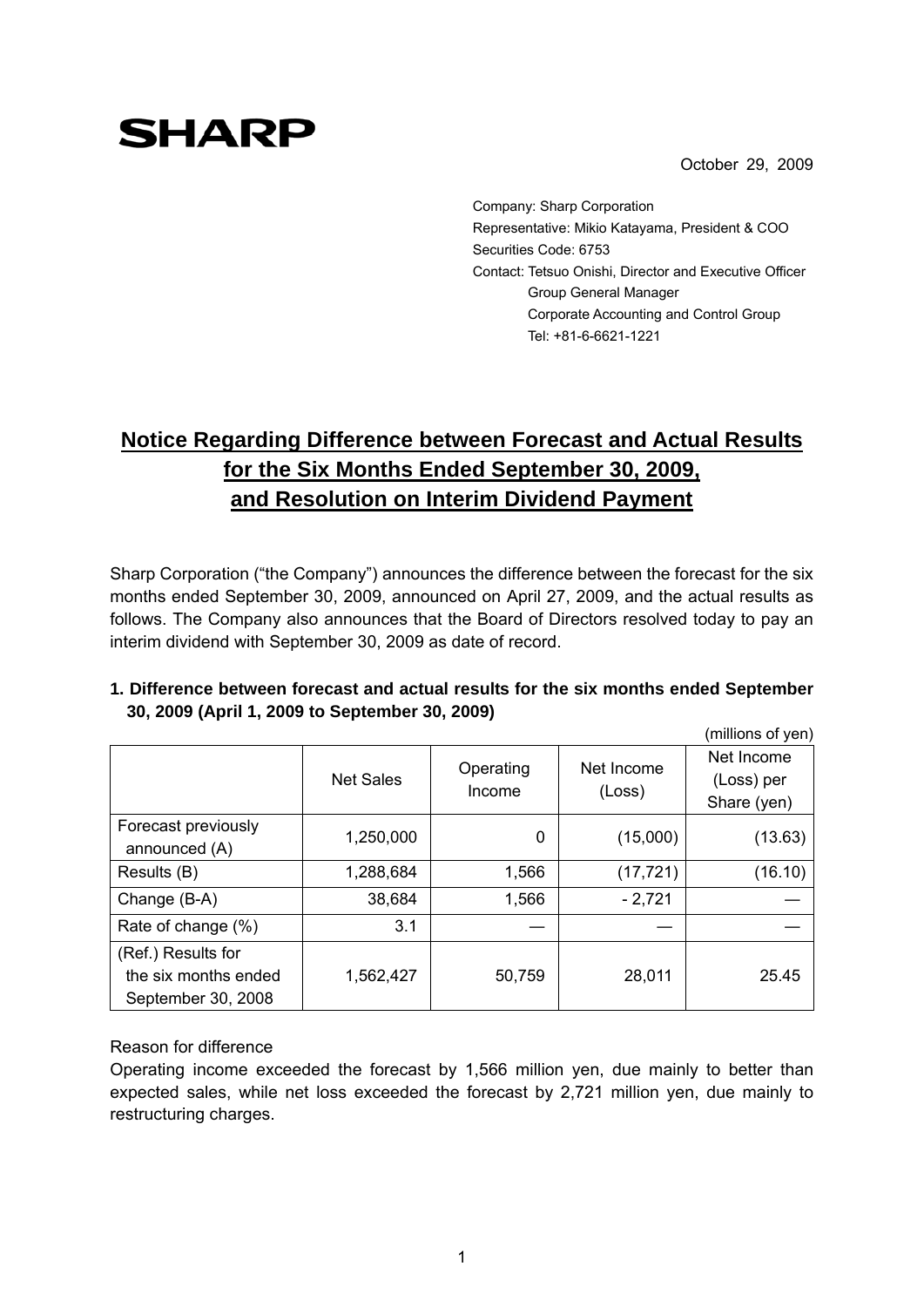**SHARP**

October 29, 2009

Company: Sharp Corporation
Representative: Mikio Katayama, President & COO
Securities Code: 6753
Contact: Tetsuo Onishi, Director and Executive Officer
Group General Manager
Corporate Accounting and Control Group
Tel: +81-6-6621-1221

# Notice Regarding Difference between Forecast and Actual Results for the Six Months Ended September 30, 2009, and Resolution on Interim Dividend Payment

Sharp Corporation ("the Company") announces the difference between the forecast for the six months ended September 30, 2009, announced on April 27, 2009, and the actual results as follows. The Company also announces that the Board of Directors resolved today to pay an interim dividend with September 30, 2009 as date of record.

**1. Difference between forecast and actual results for the six months ended September 30, 2009 (April 1, 2009 to September 30, 2009)**

(millions of yen)

| | Net Sales | Operating Income | Net Income (Loss) | Net Income (Loss) per Share (yen) |
|---|---|---|---|---|
| Forecast previously announced (A) | 1,250,000 | 0 | (15,000) | (13.63) |
| Results (B) | 1,288,684 | 1,566 | (17,721) | (16.10) |
| Change (B-A) | 38,684 | 1,566 | - 2,721 | — |
| Rate of change (%) | 3.1 | — | — | — |
| (Ref.) Results for the six months ended September 30, 2008 | 1,562,427 | 50,759 | 28,011 | 25.45 |

Reason for difference
Operating income exceeded the forecast by 1,566 million yen, due mainly to better than expected sales, while net loss exceeded the forecast by 2,721 million yen, due mainly to restructuring charges.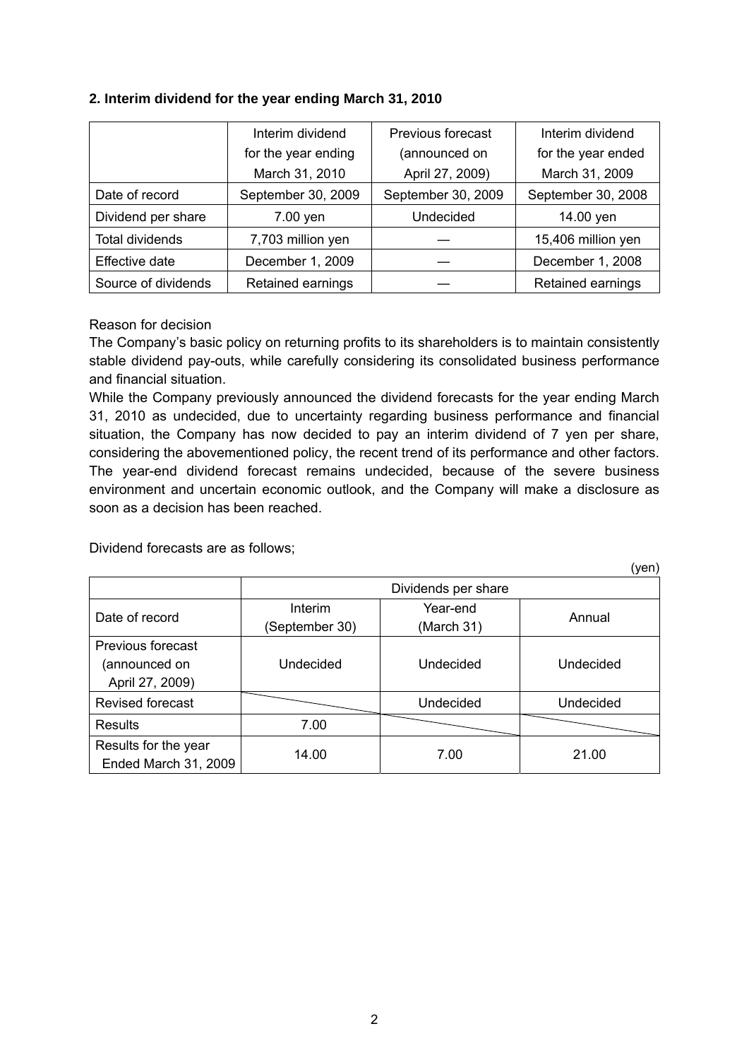### 2. Interim dividend for the year ending March 31, 2010

| | Interim dividend for the year ending March 31, 2010 | Previous forecast (announced on April 27, 2009) | Interim dividend for the year ended March 31, 2009 |
|---|---|---|---|
| Date of record | September 30, 2009 | September 30, 2009 | September 30, 2008 |
| Dividend per share | 7.00 yen | Undecided | 14.00 yen |
| Total dividends | 7,703 million yen | — | 15,406 million yen |
| Effective date | December 1, 2009 | — | December 1, 2008 |
| Source of dividends | Retained earnings | — | Retained earnings |

Reason for decision

The Company's basic policy on returning profits to its shareholders is to maintain consistently stable dividend pay-outs, while carefully considering its consolidated business performance and financial situation.

While the Company previously announced the dividend forecasts for the year ending March 31, 2010 as undecided, due to uncertainty regarding business performance and financial situation, the Company has now decided to pay an interim dividend of 7 yen per share, considering the abovementioned policy, the recent trend of its performance and other factors. The year-end dividend forecast remains undecided, because of the severe business environment and uncertain economic outlook, and the Company will make a disclosure as soon as a decision has been reached.

Dividend forecasts are as follows;

(yen)

| | Dividends per share | | |
|---|---|---|---|
| Date of record | Interim (September 30) | Year-end (March 31) | Annual |
| Previous forecast (announced on April 27, 2009) | Undecided | Undecided | Undecided |
| Revised forecast | | Undecided | Undecided |
| Results | 7.00 | | |
| Results for the year Ended March 31, 2009 | 14.00 | 7.00 | 21.00 |